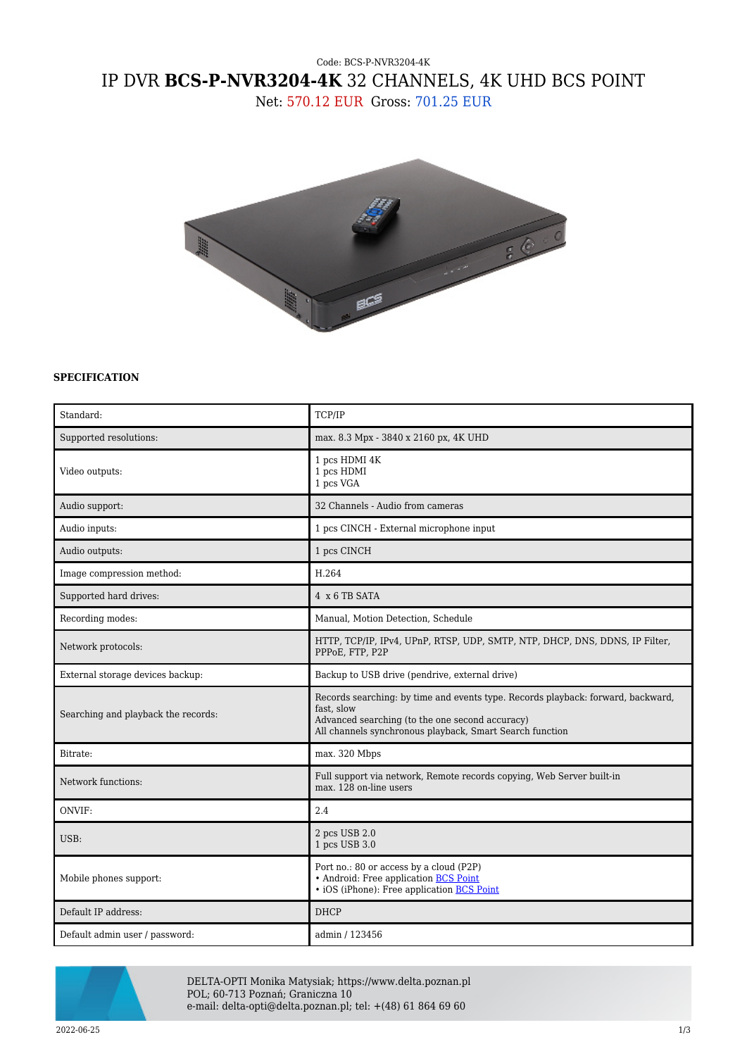Code: BCS-P-NVR3204-4K

# IP DVR **BCS-P-NVR3204-4K** 32 CHANNELS, 4K UHD BCS POINT

Net: 570.12 EUR Gross: 701.25 EUR

**SPECIFICATION**

| | |
|---|---|
| Standard: | TCP/IP |
| Supported resolutions: | max. 8.3 Mpx - 3840 x 2160 px, 4K UHD |
| Video outputs: | 1 pcs HDMI 4K<br>1 pcs HDMI<br>1 pcs VGA |
| Audio support: | 32 Channels - Audio from cameras |
| Audio inputs: | 1 pcs CINCH - External microphone input |
| Audio outputs: | 1 pcs CINCH |
| Image compression method: | H.264 |
| Supported hard drives: | 4 x 6 TB SATA |
| Recording modes: | Manual, Motion Detection, Schedule |
| Network protocols: | HTTP, TCP/IP, IPv4, UPnP, RTSP, UDP, SMTP, NTP, DHCP, DNS, DDNS, IP Filter, PPPoE, FTP, P2P |
| External storage devices backup: | Backup to USB drive (pendrive, external drive) |
| Searching and playback the records: | Records searching: by time and events type. Records playback: forward, backward, fast, slow<br>Advanced searching (to the one second accuracy)<br>All channels synchronous playback, Smart Search function |
| Bitrate: | max. 320 Mbps |
| Network functions: | Full support via network, Remote records copying, Web Server built-in<br>max. 128 on-line users |
| ONVIF: | 2.4 |
| USB: | 2 pcs USB 2.0<br>1 pcs USB 3.0 |
| Mobile phones support: | Port no.: 80 or access by a cloud (P2P)<br>• Android: Free application BCS Point<br>• iOS (iPhone): Free application BCS Point |
| Default IP address: | DHCP |
| Default admin user / password: | admin / 123456 |

DELTA-OPTI Monika Matysiak; https://www.delta.poznan.pl
POL; 60-713 Poznań; Graniczna 10
e-mail: delta-opti@delta.poznan.pl; tel: +(48) 61 864 69 60

2022-06-25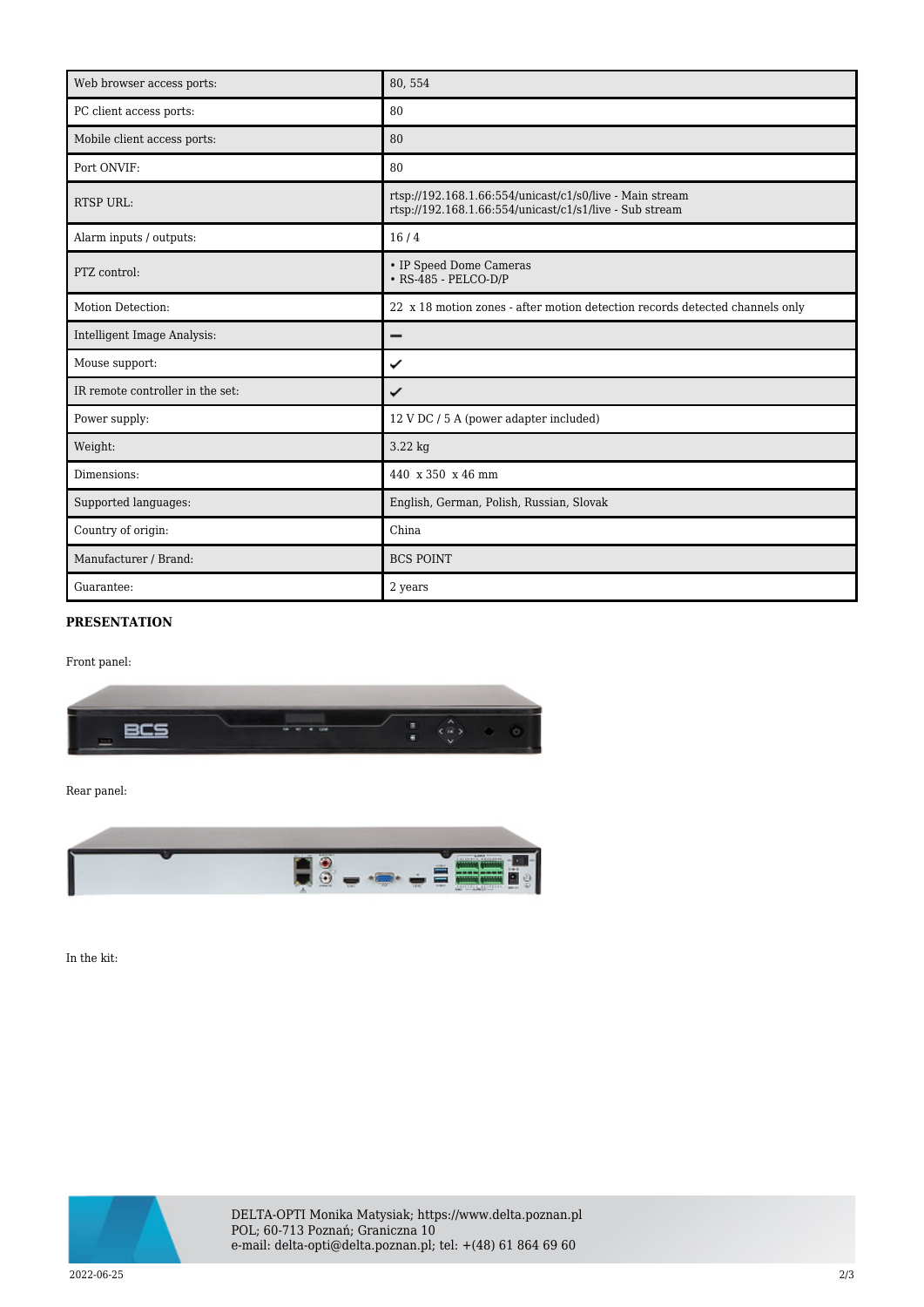| Web browser access ports: | 80, 554 |
|---|---|
| PC client access ports: | 80 |
| Mobile client access ports: | 80 |
| Port ONVIF: | 80 |
| RTSP URL: | rtsp://192.168.1.66:554/unicast/c1/s0/live - Main stream<br>rtsp://192.168.1.66:554/unicast/c1/s1/live - Sub stream |
| Alarm inputs / outputs: | 16 / 4 |
| PTZ control: | • IP Speed Dome Cameras<br>• RS-485 - PELCO-D/P |
| Motion Detection: | 22 x 18 motion zones - after motion detection records detected channels only |
| Intelligent Image Analysis: | – |
| Mouse support: | ✓ |
| IR remote controller in the set: | ✓ |
| Power supply: | 12 V DC / 5 A (power adapter included) |
| Weight: | 3.22 kg |
| Dimensions: | 440 x 350 x 46 mm |
| Supported languages: | English, German, Polish, Russian, Slovak |
| Country of origin: | China |
| Manufacturer / Brand: | BCS POINT |
| Guarantee: | 2 years |

**PRESENTATION**

Front panel:

Rear panel:

In the kit:

DELTA-OPTI Monika Matysiak; https://www.delta.poznan.pl
POL; 60-713 Poznań; Graniczna 10
e-mail: delta-opti@delta.poznan.pl; tel: +(48) 61 864 69 60

2022-06-25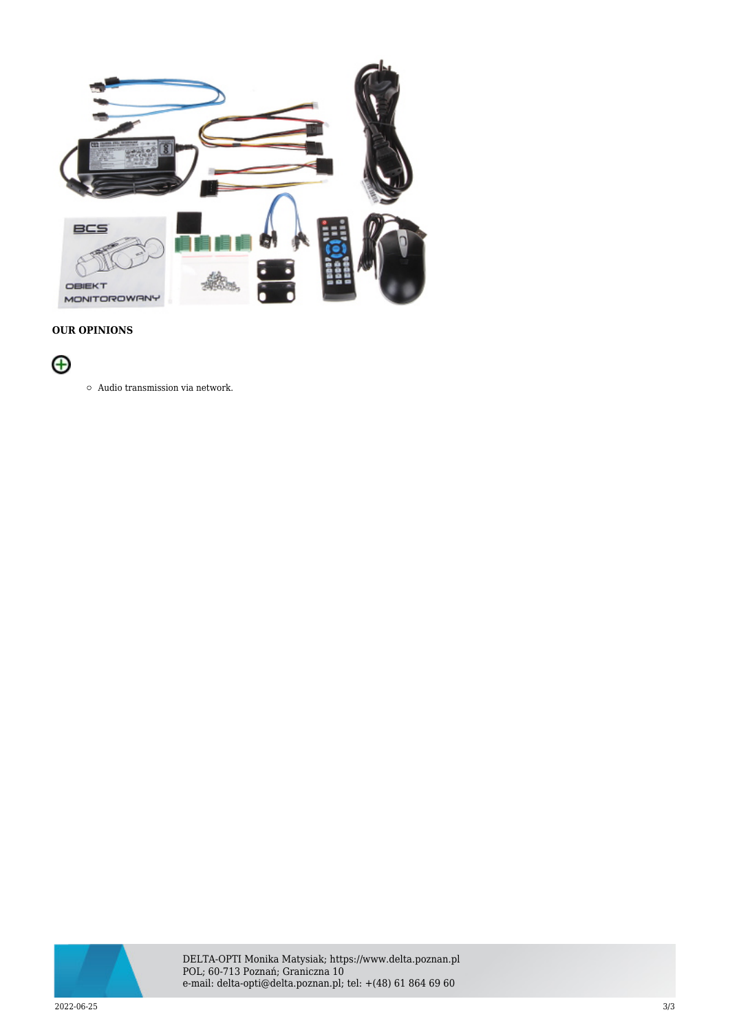**OUR OPINIONS**

⊕

- Audio transmission via network.